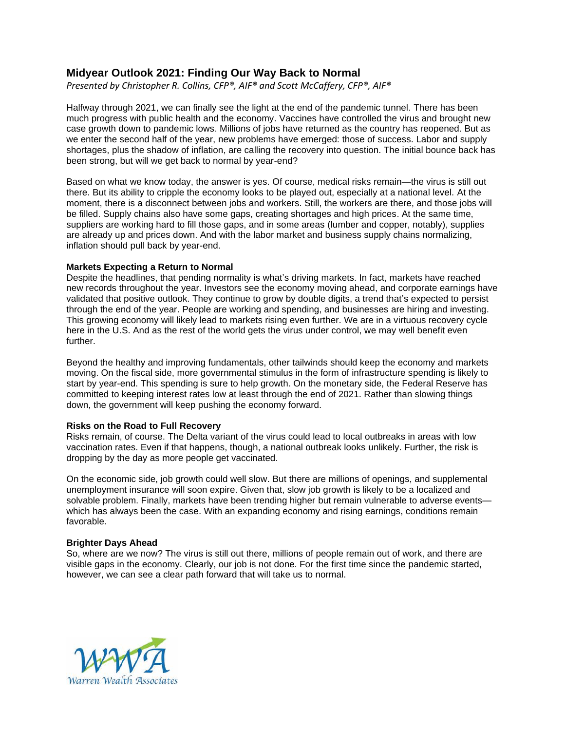# Midyear Outlook 2021: Finding Our Way Back to Normal

*Presented by Christopher R. Collins, CFP®, AIF® and Scott McCaffery, CFP®, AIF®*

Halfway through 2021, we can finally see the light at the end of the pandemic tunnel. There has been much progress with public health and the economy. Vaccines have controlled the virus and brought new case growth down to pandemic lows. Millions of jobs have returned as the country has reopened. But as we enter the second half of the year, new problems have emerged: those of success. Labor and supply shortages, plus the shadow of inflation, are calling the recovery into question. The initial bounce back has been strong, but will we get back to normal by year-end?

Based on what we know today, the answer is yes. Of course, medical risks remain—the virus is still out there. But its ability to cripple the economy looks to be played out, especially at a national level. At the moment, there is a disconnect between jobs and workers. Still, the workers are there, and those jobs will be filled. Supply chains also have some gaps, creating shortages and high prices. At the same time, suppliers are working hard to fill those gaps, and in some areas (lumber and copper, notably), supplies are already up and prices down. And with the labor market and business supply chains normalizing, inflation should pull back by year-end.

**Markets Expecting a Return to Normal**

Despite the headlines, that pending normality is what's driving markets. In fact, markets have reached new records throughout the year. Investors see the economy moving ahead, and corporate earnings have validated that positive outlook. They continue to grow by double digits, a trend that's expected to persist through the end of the year. People are working and spending, and businesses are hiring and investing. This growing economy will likely lead to markets rising even further. We are in a virtuous recovery cycle here in the U.S. And as the rest of the world gets the virus under control, we may well benefit even further.

Beyond the healthy and improving fundamentals, other tailwinds should keep the economy and markets moving. On the fiscal side, more governmental stimulus in the form of infrastructure spending is likely to start by year-end. This spending is sure to help growth. On the monetary side, the Federal Reserve has committed to keeping interest rates low at least through the end of 2021. Rather than slowing things down, the government will keep pushing the economy forward.

**Risks on the Road to Full Recovery**

Risks remain, of course. The Delta variant of the virus could lead to local outbreaks in areas with low vaccination rates. Even if that happens, though, a national outbreak looks unlikely. Further, the risk is dropping by the day as more people get vaccinated.

On the economic side, job growth could well slow. But there are millions of openings, and supplemental unemployment insurance will soon expire. Given that, slow job growth is likely to be a localized and solvable problem. Finally, markets have been trending higher but remain vulnerable to adverse events—which has always been the case. With an expanding economy and rising earnings, conditions remain favorable.

**Brighter Days Ahead**

So, where are we now? The virus is still out there, millions of people remain out of work, and there are visible gaps in the economy. Clearly, our job is not done. For the first time since the pandemic started, however, we can see a clear path forward that will take us to normal.

WWA
Warren Wealth Associates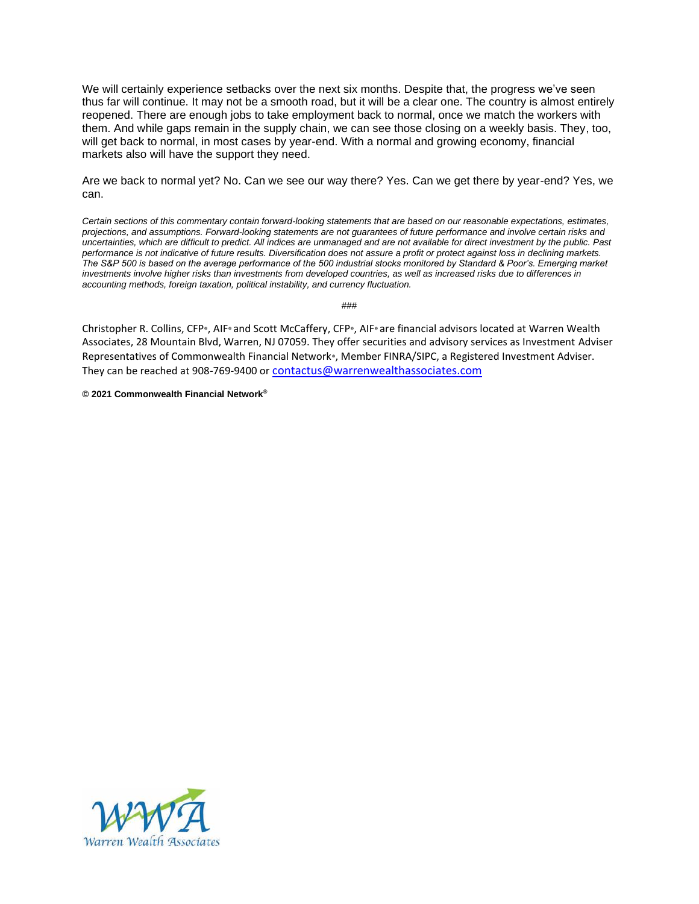We will certainly experience setbacks over the next six months. Despite that, the progress we've seen thus far will continue. It may not be a smooth road, but it will be a clear one. The country is almost entirely reopened. There are enough jobs to take employment back to normal, once we match the workers with them. And while gaps remain in the supply chain, we can see those closing on a weekly basis. They, too, will get back to normal, in most cases by year-end. With a normal and growing economy, financial markets also will have the support they need.

Are we back to normal yet? No. Can we see our way there? Yes. Can we get there by year-end? Yes, we can.

*Certain sections of this commentary contain forward-looking statements that are based on our reasonable expectations, estimates, projections, and assumptions. Forward-looking statements are not guarantees of future performance and involve certain risks and uncertainties, which are difficult to predict. All indices are unmanaged and are not available for direct investment by the public. Past performance is not indicative of future results. Diversification does not assure a profit or protect against loss in declining markets. The S&P 500 is based on the average performance of the 500 industrial stocks monitored by Standard & Poor's. Emerging market investments involve higher risks than investments from developed countries, as well as increased risks due to differences in accounting methods, foreign taxation, political instability, and currency fluctuation.*

###

Christopher R. Collins, CFP®, AIF® and Scott McCaffery, CFP®, AIF® are financial advisors located at Warren Wealth Associates, 28 Mountain Blvd, Warren, NJ 07059. They offer securities and advisory services as Investment Adviser Representatives of Commonwealth Financial Network®, Member FINRA/SIPC, a Registered Investment Adviser. They can be reached at 908-769-9400 or contactus@warrenwealthassociates.com

**© 2021 Commonwealth Financial Network®**

WWA Warren Wealth Associates